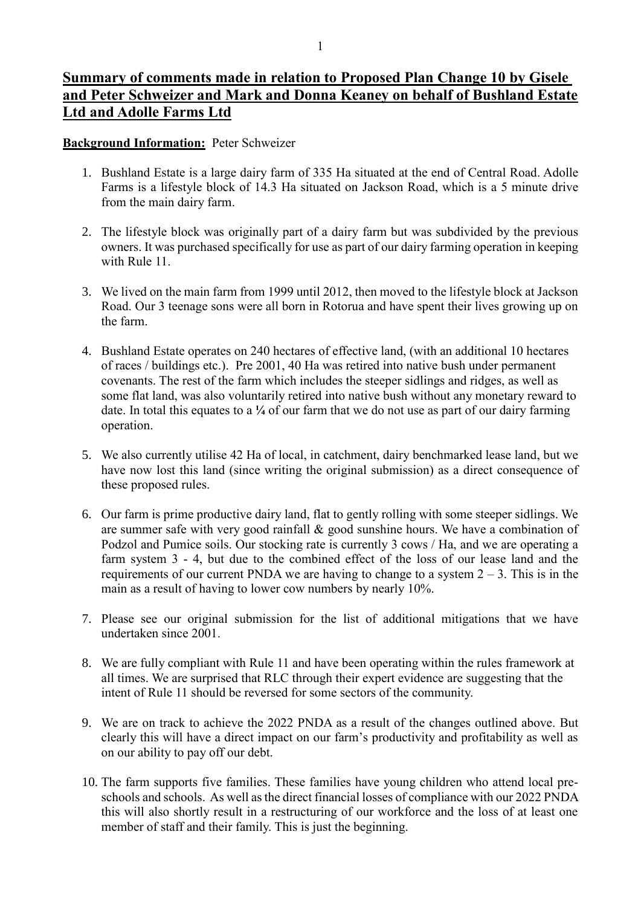# Summary of comments made in relation to Proposed Plan Change 10 by Gisele and Peter Schweizer and Mark and Donna Keaney on behalf of Bushland Estate Ltd and Adolle Farms Ltd

**Background Information:** Peter Schweizer

1. Bushland Estate is a large dairy farm of 335 Ha situated at the end of Central Road. Adolle Farms is a lifestyle block of 14.3 Ha situated on Jackson Road, which is a 5 minute drive from the main dairy farm.

2. The lifestyle block was originally part of a dairy farm but was subdivided by the previous owners. It was purchased specifically for use as part of our dairy farming operation in keeping with Rule 11.

3. We lived on the main farm from 1999 until 2012, then moved to the lifestyle block at Jackson Road. Our 3 teenage sons were all born in Rotorua and have spent their lives growing up on the farm.

4. Bushland Estate operates on 240 hectares of effective land, (with an additional 10 hectares of races / buildings etc.). Pre 2001, 40 Ha was retired into native bush under permanent covenants. The rest of the farm which includes the steeper sidlings and ridges, as well as some flat land, was also voluntarily retired into native bush without any monetary reward to date. In total this equates to a **¼** of our farm that we do not use as part of our dairy farming operation.

5. We also currently utilise 42 Ha of local, in catchment, dairy benchmarked lease land, but we have now lost this land (since writing the original submission) as a direct consequence of these proposed rules.

6. Our farm is prime productive dairy land, flat to gently rolling with some steeper sidlings. We are summer safe with very good rainfall & good sunshine hours. We have a combination of Podzol and Pumice soils. Our stocking rate is currently 3 cows / Ha, and we are operating a farm system 3 - 4, but due to the combined effect of the loss of our lease land and the requirements of our current PNDA we are having to change to a system 2 – 3. This is in the main as a result of having to lower cow numbers by nearly 10%.

7. Please see our original submission for the list of additional mitigations that we have undertaken since 2001.

8. We are fully compliant with Rule 11 and have been operating within the rules framework at all times. We are surprised that RLC through their expert evidence are suggesting that the intent of Rule 11 should be reversed for some sectors of the community.

9. We are on track to achieve the 2022 PNDA as a result of the changes outlined above. But clearly this will have a direct impact on our farm's productivity and profitability as well as on our ability to pay off our debt.

10. The farm supports five families. These families have young children who attend local pre-schools and schools. As well as the direct financial losses of compliance with our 2022 PNDA this will also shortly result in a restructuring of our workforce and the loss of at least one member of staff and their family. This is just the beginning.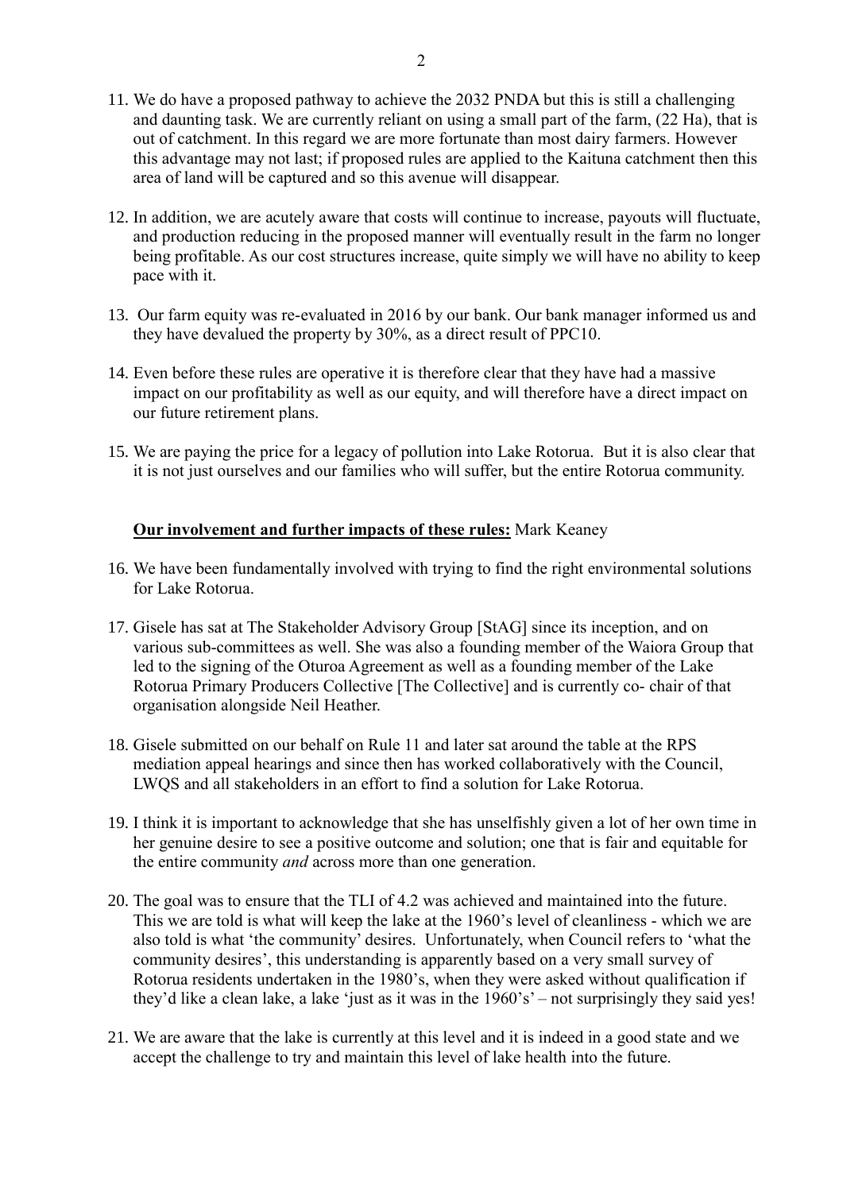11. We do have a proposed pathway to achieve the 2032 PNDA but this is still a challenging and daunting task. We are currently reliant on using a small part of the farm, (22 Ha), that is out of catchment. In this regard we are more fortunate than most dairy farmers. However this advantage may not last; if proposed rules are applied to the Kaituna catchment then this area of land will be captured and so this avenue will disappear.

12. In addition, we are acutely aware that costs will continue to increase, payouts will fluctuate, and production reducing in the proposed manner will eventually result in the farm no longer being profitable. As our cost structures increase, quite simply we will have no ability to keep pace with it.

13. Our farm equity was re-evaluated in 2016 by our bank. Our bank manager informed us and they have devalued the property by 30%, as a direct result of PPC10.

14. Even before these rules are operative it is therefore clear that they have had a massive impact on our profitability as well as our equity, and will therefore have a direct impact on our future retirement plans.

15. We are paying the price for a legacy of pollution into Lake Rotorua. But it is also clear that it is not just ourselves and our families who will suffer, but the entire Rotorua community.

**<u>Our involvement and further impacts of these rules:</u>** Mark Keaney

16. We have been fundamentally involved with trying to find the right environmental solutions for Lake Rotorua.

17. Gisele has sat at The Stakeholder Advisory Group [StAG] since its inception, and on various sub-committees as well. She was also a founding member of the Waiora Group that led to the signing of the Oturoa Agreement as well as a founding member of the Lake Rotorua Primary Producers Collective [The Collective] and is currently co- chair of that organisation alongside Neil Heather.

18. Gisele submitted on our behalf on Rule 11 and later sat around the table at the RPS mediation appeal hearings and since then has worked collaboratively with the Council, LWQS and all stakeholders in an effort to find a solution for Lake Rotorua.

19. I think it is important to acknowledge that she has unselfishly given a lot of her own time in her genuine desire to see a positive outcome and solution; one that is fair and equitable for the entire community *and* across more than one generation.

20. The goal was to ensure that the TLI of 4.2 was achieved and maintained into the future. This we are told is what will keep the lake at the 1960's level of cleanliness - which we are also told is what 'the community' desires. Unfortunately, when Council refers to 'what the community desires', this understanding is apparently based on a very small survey of Rotorua residents undertaken in the 1980's, when they were asked without qualification if they'd like a clean lake, a lake 'just as it was in the 1960's' – not surprisingly they said yes!

21. We are aware that the lake is currently at this level and it is indeed in a good state and we accept the challenge to try and maintain this level of lake health into the future.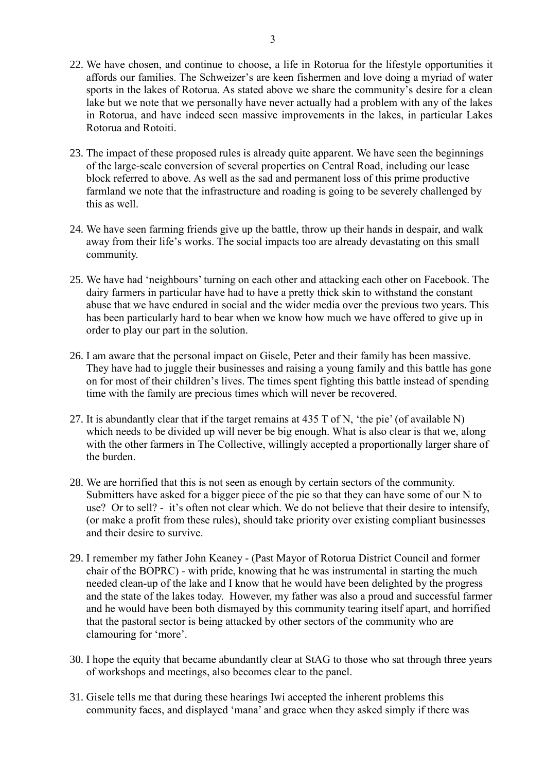22. We have chosen, and continue to choose, a life in Rotorua for the lifestyle opportunities it affords our families. The Schweizer's are keen fishermen and love doing a myriad of water sports in the lakes of Rotorua. As stated above we share the community's desire for a clean lake but we note that we personally have never actually had a problem with any of the lakes in Rotorua, and have indeed seen massive improvements in the lakes, in particular Lakes Rotorua and Rotoiti.

23. The impact of these proposed rules is already quite apparent. We have seen the beginnings of the large-scale conversion of several properties on Central Road, including our lease block referred to above. As well as the sad and permanent loss of this prime productive farmland we note that the infrastructure and roading is going to be severely challenged by this as well.

24. We have seen farming friends give up the battle, throw up their hands in despair, and walk away from their life's works. The social impacts too are already devastating on this small community.

25. We have had 'neighbours' turning on each other and attacking each other on Facebook. The dairy farmers in particular have had to have a pretty thick skin to withstand the constant abuse that we have endured in social and the wider media over the previous two years. This has been particularly hard to bear when we know how much we have offered to give up in order to play our part in the solution.

26. I am aware that the personal impact on Gisele, Peter and their family has been massive. They have had to juggle their businesses and raising a young family and this battle has gone on for most of their children's lives. The times spent fighting this battle instead of spending time with the family are precious times which will never be recovered.

27. It is abundantly clear that if the target remains at 435 T of N, 'the pie' (of available N) which needs to be divided up will never be big enough. What is also clear is that we, along with the other farmers in The Collective, willingly accepted a proportionally larger share of the burden.

28. We are horrified that this is not seen as enough by certain sectors of the community. Submitters have asked for a bigger piece of the pie so that they can have some of our N to use? Or to sell? - it's often not clear which. We do not believe that their desire to intensify, (or make a profit from these rules), should take priority over existing compliant businesses and their desire to survive.

29. I remember my father John Keaney - (Past Mayor of Rotorua District Council and former chair of the BOPRC) - with pride, knowing that he was instrumental in starting the much needed clean-up of the lake and I know that he would have been delighted by the progress and the state of the lakes today. However, my father was also a proud and successful farmer and he would have been both dismayed by this community tearing itself apart, and horrified that the pastoral sector is being attacked by other sectors of the community who are clamouring for 'more'.

30. I hope the equity that became abundantly clear at StAG to those who sat through three years of workshops and meetings, also becomes clear to the panel.

31. Gisele tells me that during these hearings Iwi accepted the inherent problems this community faces, and displayed 'mana' and grace when they asked simply if there was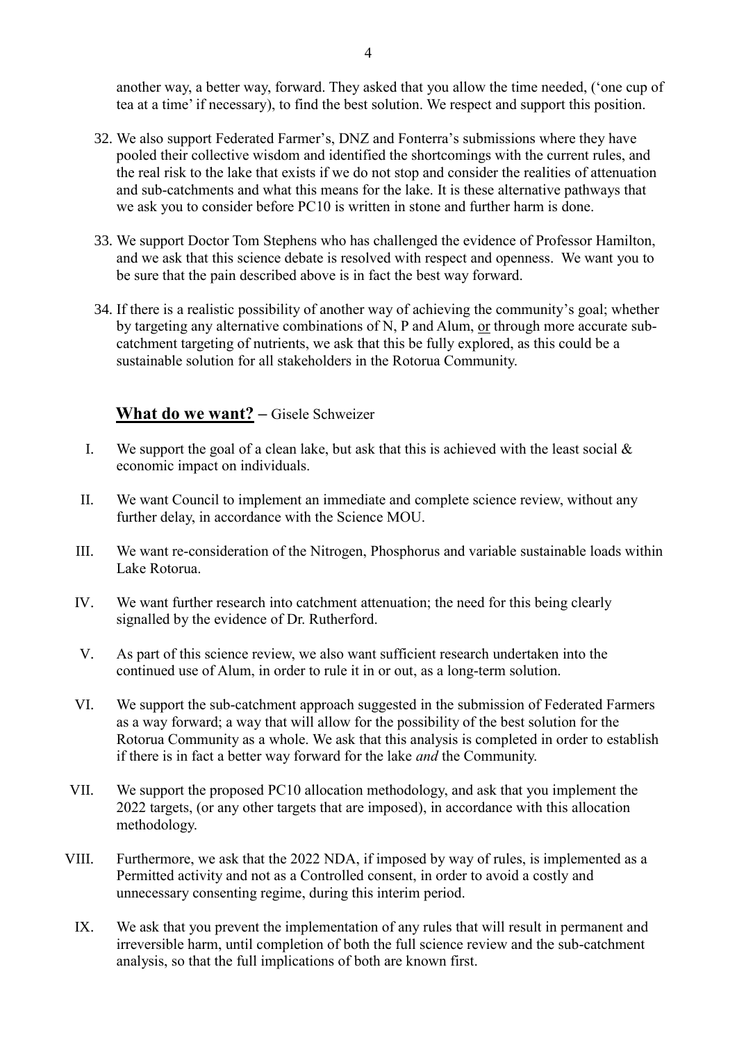another way, a better way, forward. They asked that you allow the time needed, ('one cup of tea at a time' if necessary), to find the best solution. We respect and support this position.

32. We also support Federated Farmer's, DNZ and Fonterra's submissions where they have pooled their collective wisdom and identified the shortcomings with the current rules, and the real risk to the lake that exists if we do not stop and consider the realities of attenuation and sub-catchments and what this means for the lake. It is these alternative pathways that we ask you to consider before PC10 is written in stone and further harm is done.

33. We support Doctor Tom Stephens who has challenged the evidence of Professor Hamilton, and we ask that this science debate is resolved with respect and openness. We want you to be sure that the pain described above is in fact the best way forward.

34. If there is a realistic possibility of another way of achieving the community's goal; whether by targeting any alternative combinations of N, P and Alum, <u>or</u> through more accurate sub-catchment targeting of nutrients, we ask that this be fully explored, as this could be a sustainable solution for all stakeholders in the Rotorua Community.

## <u>What do we want?</u> – Gisele Schweizer

I. We support the goal of a clean lake, but ask that this is achieved with the least social & economic impact on individuals.

II. We want Council to implement an immediate and complete science review, without any further delay, in accordance with the Science MOU.

III. We want re-consideration of the Nitrogen, Phosphorus and variable sustainable loads within Lake Rotorua.

IV. We want further research into catchment attenuation; the need for this being clearly signalled by the evidence of Dr. Rutherford.

V. As part of this science review, we also want sufficient research undertaken into the continued use of Alum, in order to rule it in or out, as a long-term solution.

VI. We support the sub-catchment approach suggested in the submission of Federated Farmers as a way forward; a way that will allow for the possibility of the best solution for the Rotorua Community as a whole. We ask that this analysis is completed in order to establish if there is in fact a better way forward for the lake *and* the Community.

VII. We support the proposed PC10 allocation methodology, and ask that you implement the 2022 targets, (or any other targets that are imposed), in accordance with this allocation methodology.

VIII. Furthermore, we ask that the 2022 NDA, if imposed by way of rules, is implemented as a Permitted activity and not as a Controlled consent, in order to avoid a costly and unnecessary consenting regime, during this interim period.

IX. We ask that you prevent the implementation of any rules that will result in permanent and irreversible harm, until completion of both the full science review and the sub-catchment analysis, so that the full implications of both are known first.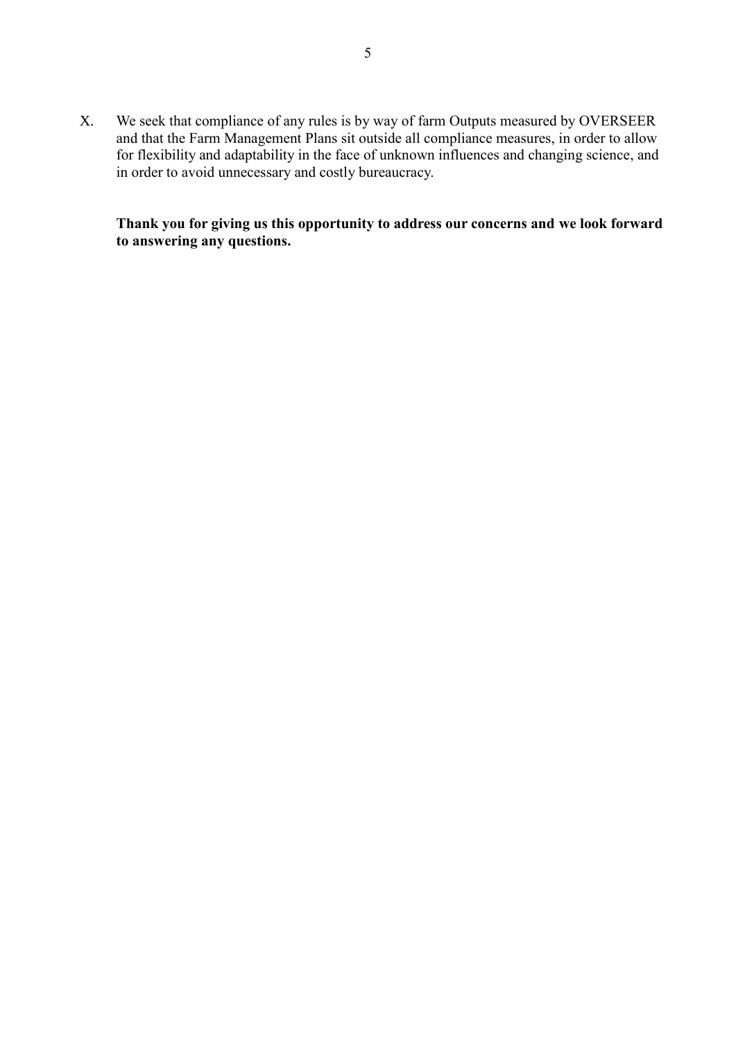X. We seek that compliance of any rules is by way of farm Outputs measured by OVERSEER and that the Farm Management Plans sit outside all compliance measures, in order to allow for flexibility and adaptability in the face of unknown influences and changing science, and in order to avoid unnecessary and costly bureaucracy.

**Thank you for giving us this opportunity to address our concerns and we look forward to answering any questions.**